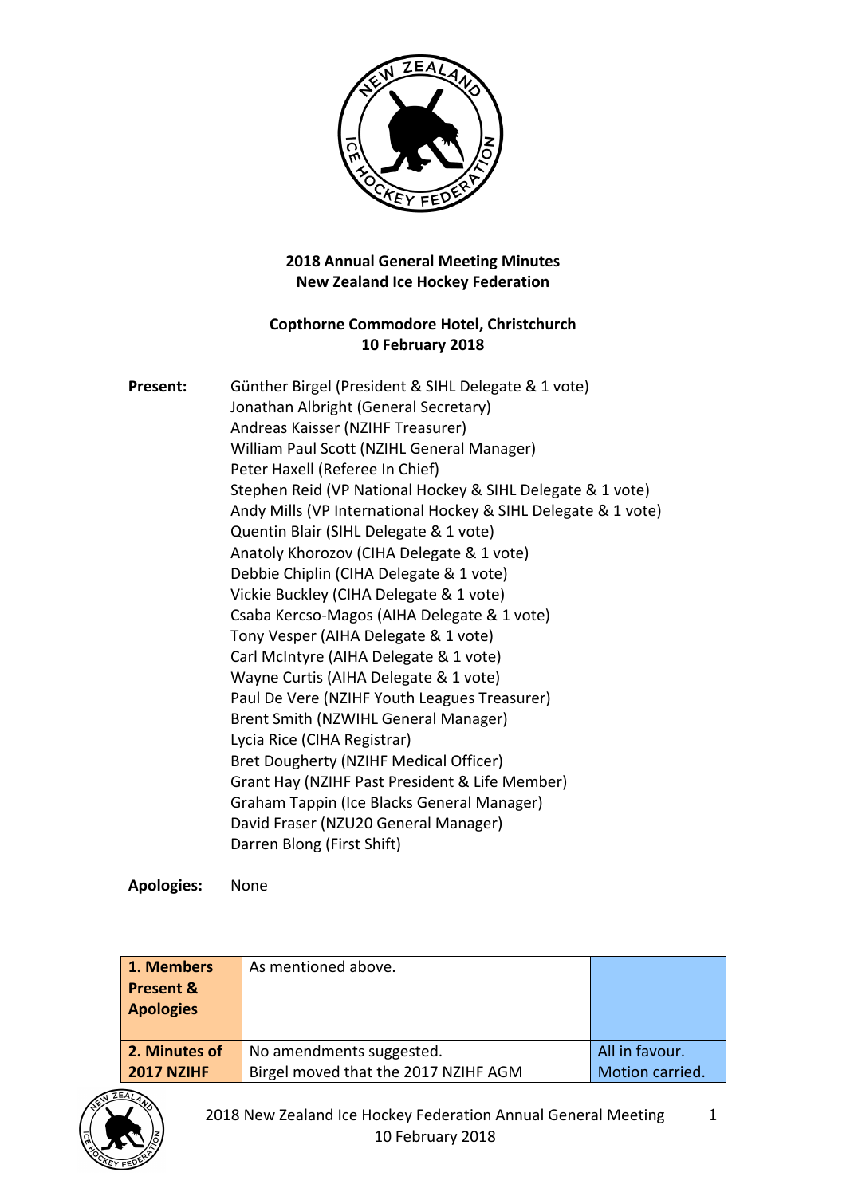**2018 Annual General Meeting Minutes**
**New Zealand Ice Hockey Federation**

**Copthorne Commodore Hotel, Christchurch**
**10 February 2018**

**Present:**

Günther Birgel (President & SIHL Delegate & 1 vote)
Jonathan Albright (General Secretary)
Andreas Kaisser (NZIHF Treasurer)
William Paul Scott (NZIHL General Manager)
Peter Haxell (Referee In Chief)
Stephen Reid (VP National Hockey & SIHL Delegate & 1 vote)
Andy Mills (VP International Hockey & SIHL Delegate & 1 vote)
Quentin Blair (SIHL Delegate & 1 vote)
Anatoly Khorozov (CIHA Delegate & 1 vote)
Debbie Chiplin (CIHA Delegate & 1 vote)
Vickie Buckley (CIHA Delegate & 1 vote)
Csaba Kercso-Magos (AIHA Delegate & 1 vote)
Tony Vesper (AIHA Delegate & 1 vote)
Carl McIntyre (AIHA Delegate & 1 vote)
Wayne Curtis (AIHA Delegate & 1 vote)
Paul De Vere (NZIHF Youth Leagues Treasurer)
Brent Smith (NZWIHL General Manager)
Lycia Rice (CIHA Registrar)
Bret Dougherty (NZIHF Medical Officer)
Grant Hay (NZIHF Past President & Life Member)
Graham Tappin (Ice Blacks General Manager)
David Fraser (NZU20 General Manager)
Darren Blong (First Shift)

**Apologies:** None

| | | |
|---|---|---|
| **1. Members Present & Apologies** | As mentioned above. | |
| **2. Minutes of 2017 NZIHF** | No amendments suggested.<br>Birgel moved that the 2017 NZIHF AGM | All in favour.<br>Motion carried. |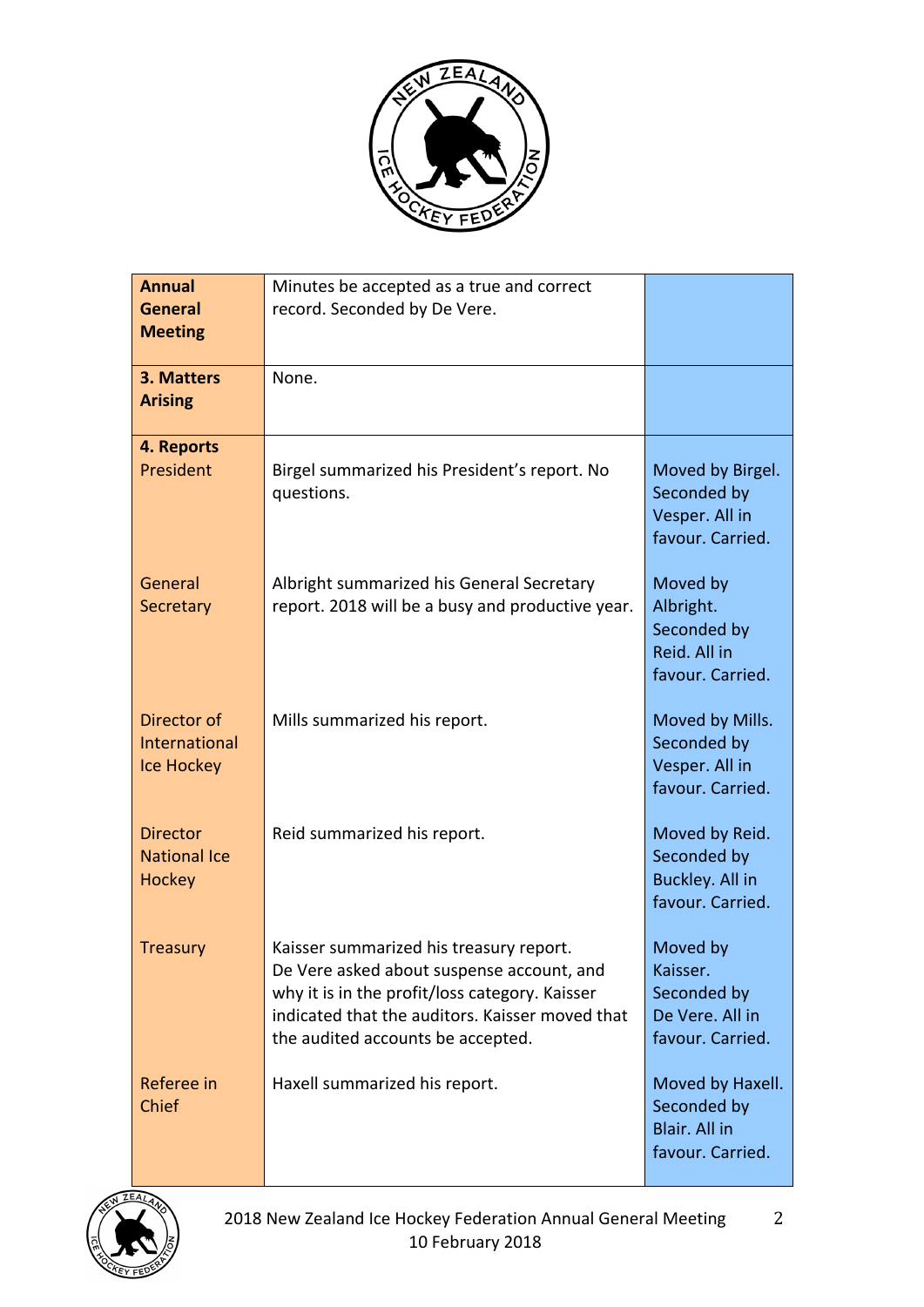| | | |
|---|---|---|
| **Annual General Meeting** | Minutes be accepted as a true and correct record. Seconded by De Vere. | |
| **3. Matters Arising** | None. | |
| **4. Reports**<br>President | Birgel summarized his President's report. No questions. | Moved by Birgel. Seconded by Vesper. All in favour. Carried. |
| General Secretary | Albright summarized his General Secretary report. 2018 will be a busy and productive year. | Moved by Albright. Seconded by Reid. All in favour. Carried. |
| Director of International Ice Hockey | Mills summarized his report. | Moved by Mills. Seconded by Vesper. All in favour. Carried. |
| Director National Ice Hockey | Reid summarized his report. | Moved by Reid. Seconded by Buckley. All in favour. Carried. |
| Treasury | Kaisser summarized his treasury report. De Vere asked about suspense account, and why it is in the profit/loss category. Kaisser indicated that the auditors. Kaisser moved that the audited accounts be accepted. | Moved by Kaisser. Seconded by De Vere. All in favour. Carried. |
| Referee in Chief | Haxell summarized his report. | Moved by Haxell. Seconded by Blair. All in favour. Carried. |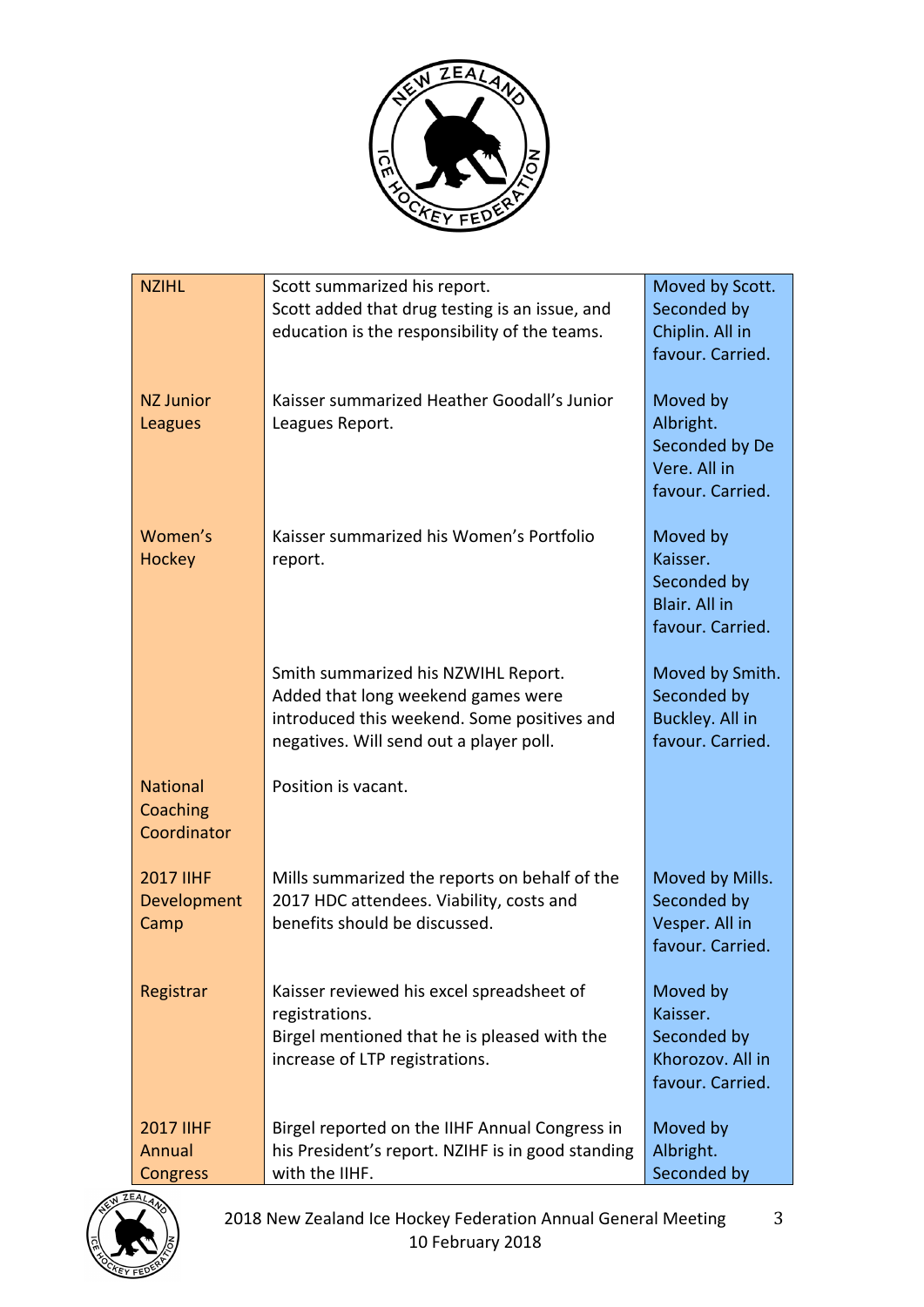| | | |
|---|---|---|
| NZIHL | Scott summarized his report.<br>Scott added that drug testing is an issue, and education is the responsibility of the teams. | Moved by Scott. Seconded by Chiplin. All in favour. Carried. |
| NZ Junior Leagues | Kaisser summarized Heather Goodall's Junior Leagues Report. | Moved by Albright. Seconded by De Vere. All in favour. Carried. |
| Women's Hockey | Kaisser summarized his Women's Portfolio report. | Moved by Kaisser. Seconded by Blair. All in favour. Carried. |
| | Smith summarized his NZWIHL Report. Added that long weekend games were introduced this weekend. Some positives and negatives. Will send out a player poll. | Moved by Smith. Seconded by Buckley. All in favour. Carried. |
| National Coaching Coordinator | Position is vacant. | |
| 2017 IIHF Development Camp | Mills summarized the reports on behalf of the 2017 HDC attendees. Viability, costs and benefits should be discussed. | Moved by Mills. Seconded by Vesper. All in favour. Carried. |
| Registrar | Kaisser reviewed his excel spreadsheet of registrations.<br>Birgel mentioned that he is pleased with the increase of LTP registrations. | Moved by Kaisser. Seconded by Khorozov. All in favour. Carried. |
| 2017 IIHF Annual Congress | Birgel reported on the IIHF Annual Congress in his President's report. NZIHF is in good standing with the IIHF. | Moved by Albright. Seconded by |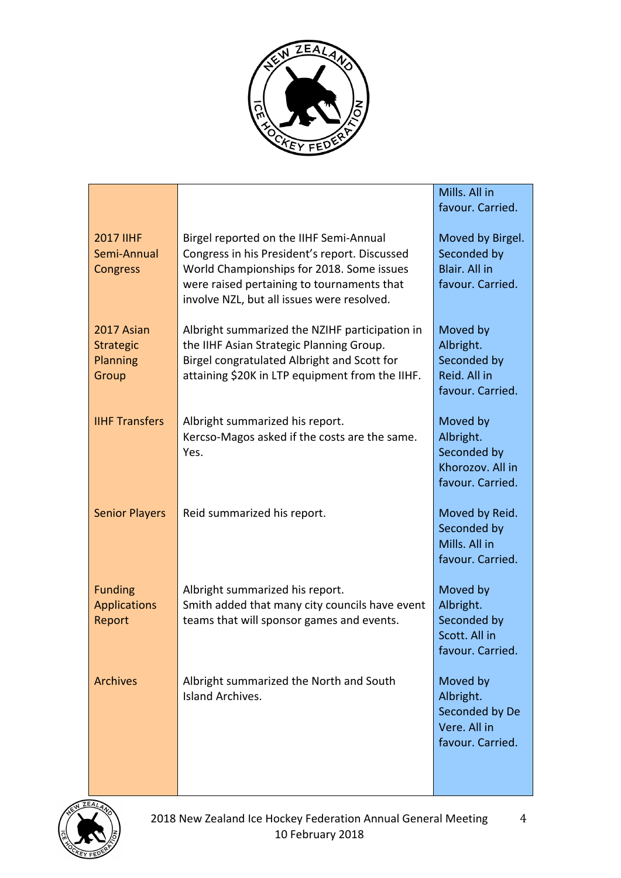| | | |
|---|---|---|
| | | Mills. All in favour. Carried. |
| 2017 IIHF Semi-Annual Congress | Birgel reported on the IIHF Semi-Annual Congress in his President's report. Discussed World Championships for 2018. Some issues were raised pertaining to tournaments that involve NZL, but all issues were resolved. | Moved by Birgel. Seconded by Blair. All in favour. Carried. |
| 2017 Asian Strategic Planning Group | Albright summarized the NZIHF participation in the IIHF Asian Strategic Planning Group. Birgel congratulated Albright and Scott for attaining $20K in LTP equipment from the IIHF. | Moved by Albright. Seconded by Reid. All in favour. Carried. |
| IIHF Transfers | Albright summarized his report. Kercso-Magos asked if the costs are the same. Yes. | Moved by Albright. Seconded by Khorozov. All in favour. Carried. |
| Senior Players | Reid summarized his report. | Moved by Reid. Seconded by Mills. All in favour. Carried. |
| Funding Applications Report | Albright summarized his report. Smith added that many city councils have event teams that will sponsor games and events. | Moved by Albright. Seconded by Scott. All in favour. Carried. |
| Archives | Albright summarized the North and South Island Archives. | Moved by Albright. Seconded by De Vere. All in favour. Carried. |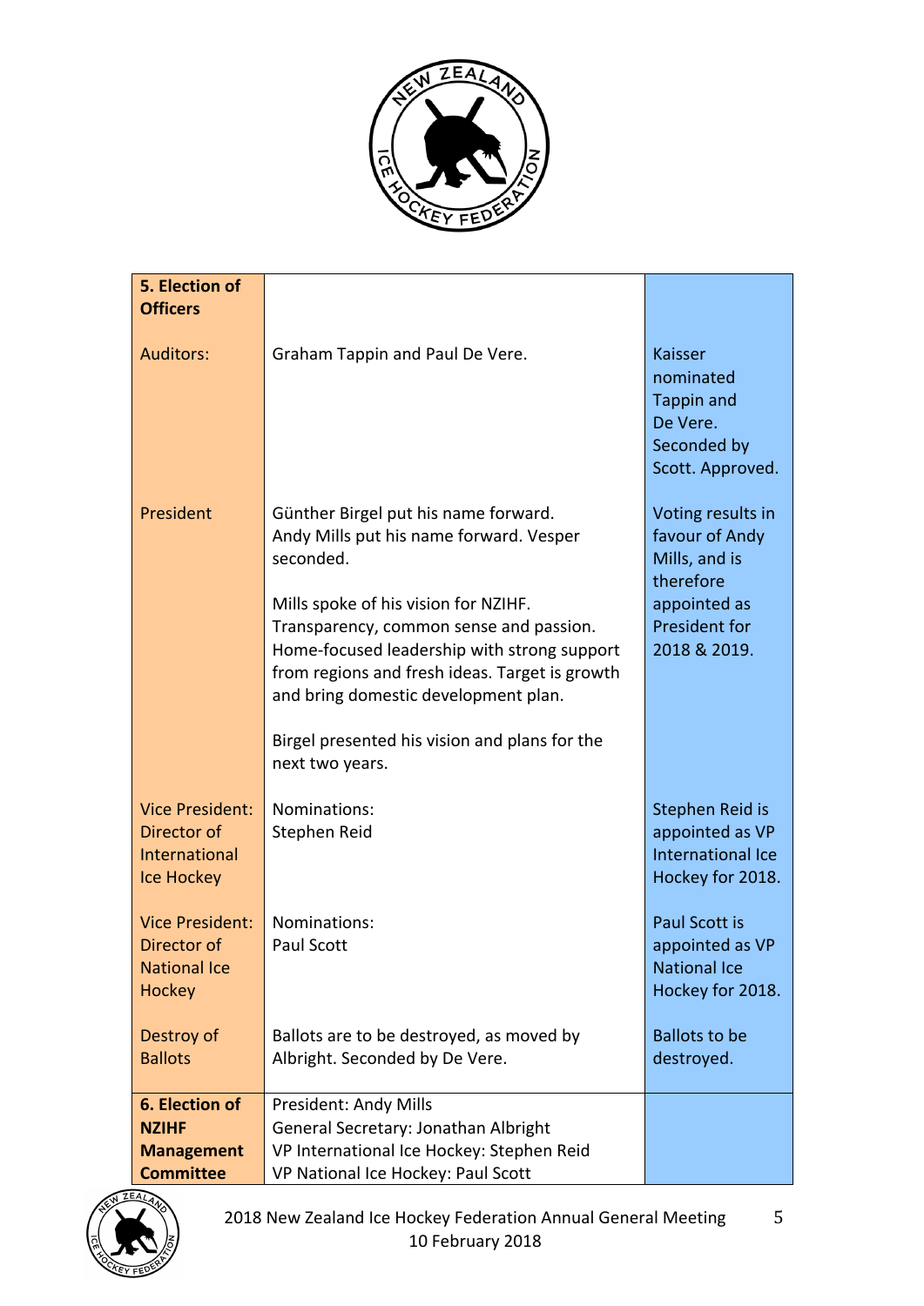| **5. Election of Officers** | | |
|---|---|---|
| Auditors: | Graham Tappin and Paul De Vere. | Kaisser nominated Tappin and De Vere. Seconded by Scott. Approved. |
| President | Günther Birgel put his name forward. Andy Mills put his name forward. Vesper seconded.<br><br>Mills spoke of his vision for NZIHF. Transparency, common sense and passion. Home-focused leadership with strong support from regions and fresh ideas. Target is growth and bring domestic development plan.<br><br>Birgel presented his vision and plans for the next two years. | Voting results in favour of Andy Mills, and is therefore appointed as President for 2018 & 2019. |
| Vice President: Director of International Ice Hockey | Nominations:<br>Stephen Reid | Stephen Reid is appointed as VP International Ice Hockey for 2018. |
| Vice President: Director of National Ice Hockey | Nominations:<br>Paul Scott | Paul Scott is appointed as VP National Ice Hockey for 2018. |
| Destroy of Ballots | Ballots are to be destroyed, as moved by Albright. Seconded by De Vere. | Ballots to be destroyed. |
| **6. Election of NZIHF Management Committee** | President: Andy Mills<br>General Secretary: Jonathan Albright<br>VP International Ice Hockey: Stephen Reid<br>VP National Ice Hockey: Paul Scott | |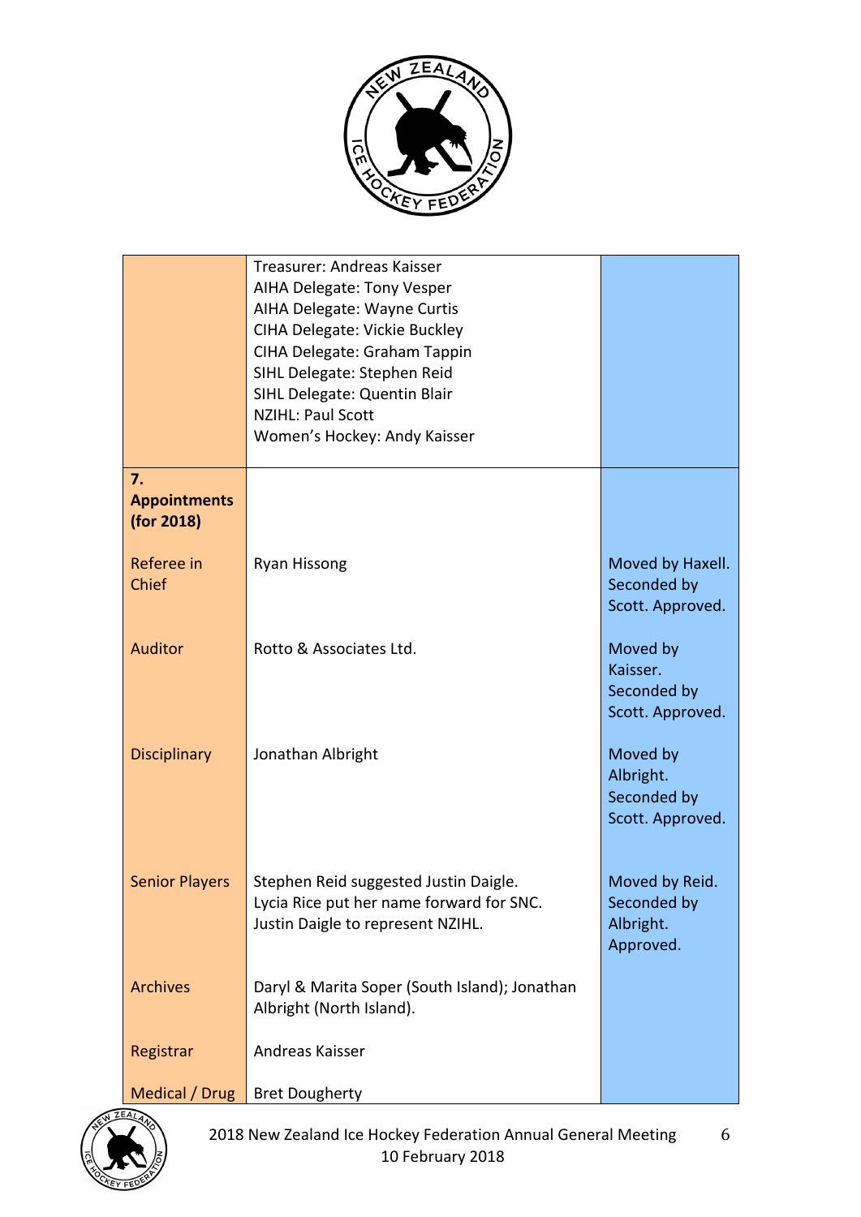| | | |
|---|---|---|
| | Treasurer: Andreas Kaisser<br>AIHA Delegate: Tony Vesper<br>AIHA Delegate: Wayne Curtis<br>CIHA Delegate: Vickie Buckley<br>CIHA Delegate: Graham Tappin<br>SIHL Delegate: Stephen Reid<br>SIHL Delegate: Quentin Blair<br>NZIHL: Paul Scott<br>Women's Hockey: Andy Kaisser | |
| **7. Appointments (for 2018)** | | |
| Referee in Chief | Ryan Hissong | Moved by Haxell. Seconded by Scott. Approved. |
| Auditor | Rotto & Associates Ltd. | Moved by Kaisser. Seconded by Scott. Approved. |
| Disciplinary | Jonathan Albright | Moved by Albright. Seconded by Scott. Approved. |
| Senior Players | Stephen Reid suggested Justin Daigle.<br>Lycia Rice put her name forward for SNC.<br>Justin Daigle to represent NZIHL. | Moved by Reid. Seconded by Albright. Approved. |
| Archives | Daryl & Marita Soper (South Island); Jonathan Albright (North Island). | |
| Registrar | Andreas Kaisser | |
| Medical / Drug | Bret Dougherty | |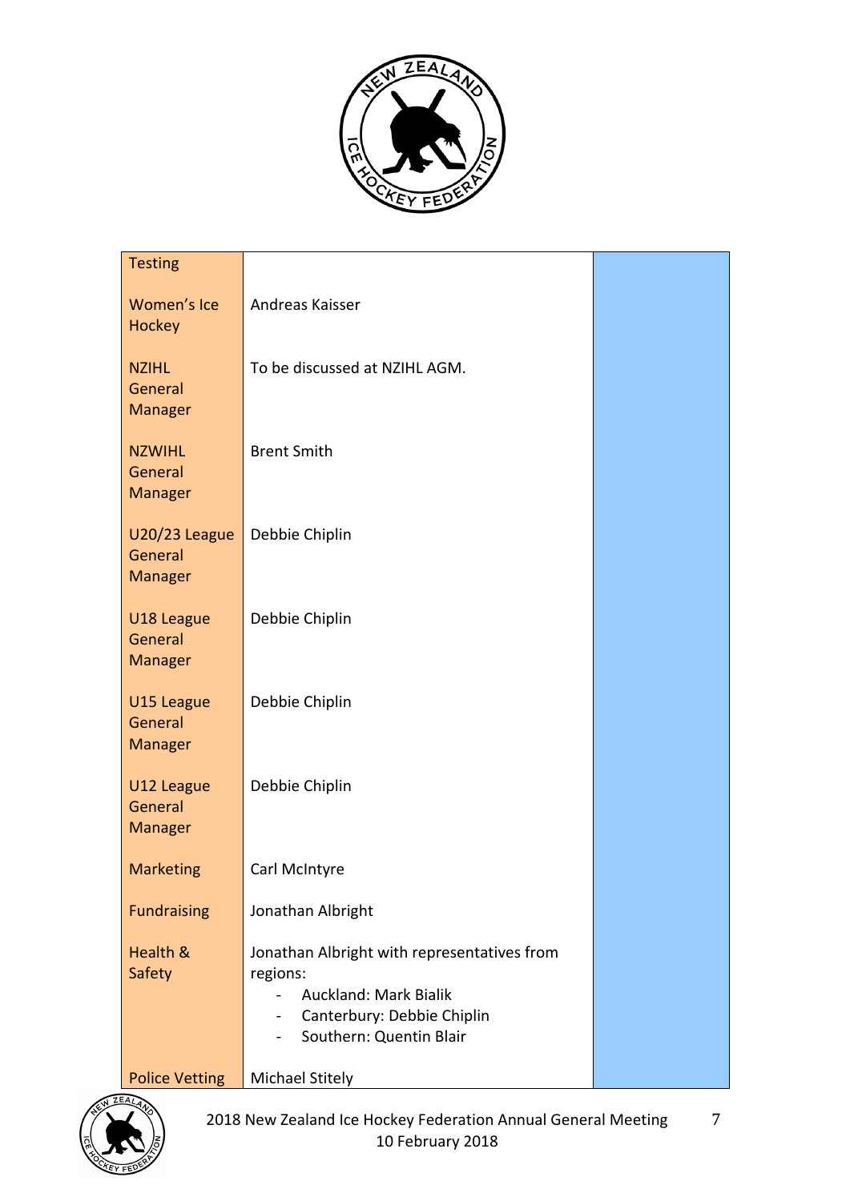| | | |
|---|---|---|
| Testing | | |
| Women's Ice Hockey | Andreas Kaisser | |
| NZIHL General Manager | To be discussed at NZIHL AGM. | |
| NZWIHL General Manager | Brent Smith | |
| U20/23 League General Manager | Debbie Chiplin | |
| U18 League General Manager | Debbie Chiplin | |
| U15 League General Manager | Debbie Chiplin | |
| U12 League General Manager | Debbie Chiplin | |
| Marketing | Carl McIntyre | |
| Fundraising | Jonathan Albright | |
| Health & Safety | Jonathan Albright with representatives from regions:<br>- Auckland: Mark Bialik<br>- Canterbury: Debbie Chiplin<br>- Southern: Quentin Blair | |
| Police Vetting | Michael Stitely | |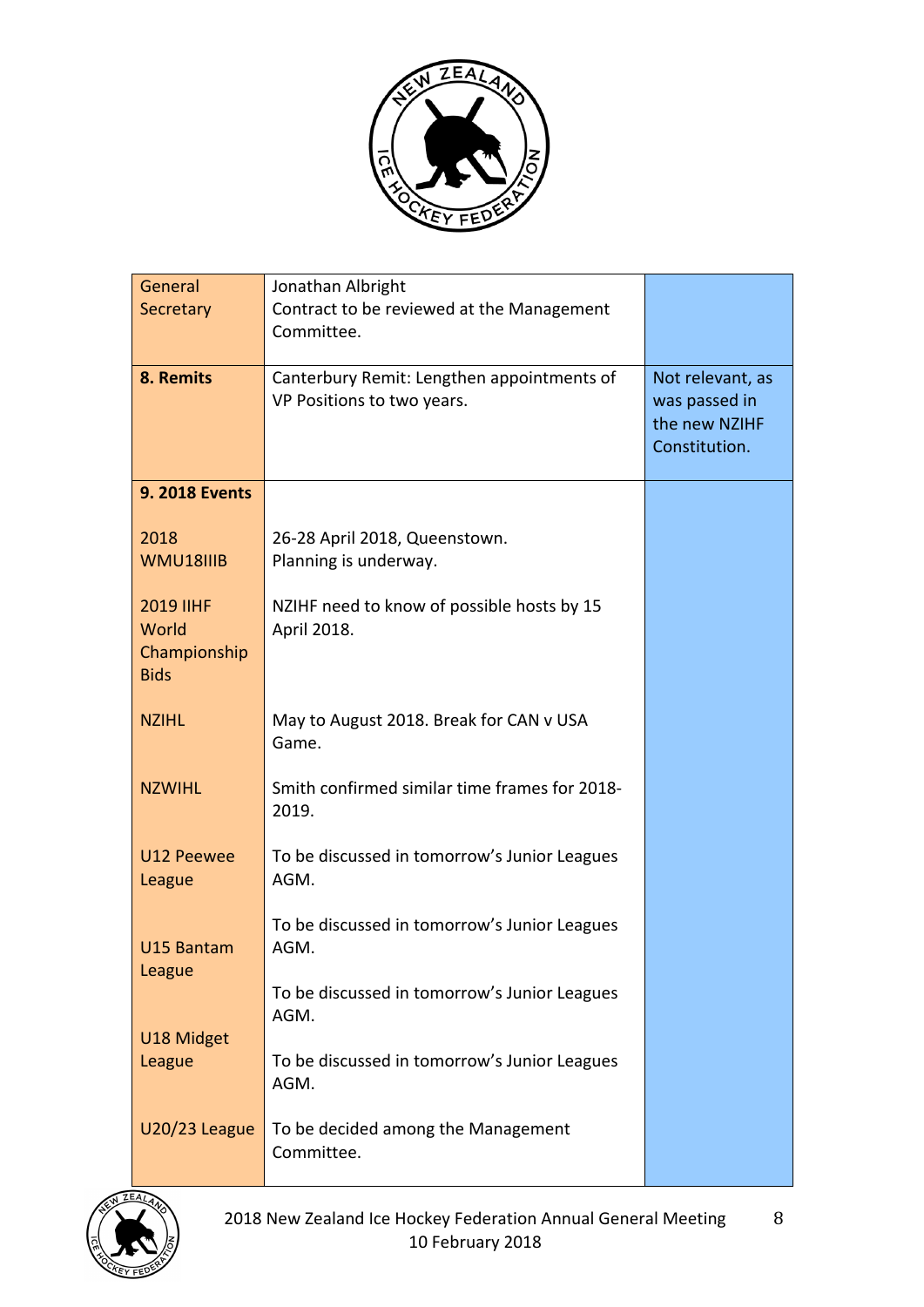| | | |
|---|---|---|
| General Secretary | Jonathan Albright<br>Contract to be reviewed at the Management Committee. | |
| **8. Remits** | Canterbury Remit: Lengthen appointments of VP Positions to two years. | Not relevant, as was passed in the new NZIHF Constitution. |
| **9. 2018 Events** | | |
| 2018 WMU18IIIB | 26-28 April 2018, Queenstown.<br>Planning is underway. | |
| 2019 IIHF World Championship Bids | NZIHF need to know of possible hosts by 15 April 2018. | |
| NZIHL | May to August 2018. Break for CAN v USA Game. | |
| NZWIHL | Smith confirmed similar time frames for 2018-2019. | |
| U12 Peewee League | To be discussed in tomorrow's Junior Leagues AGM. | |
| U15 Bantam League | To be discussed in tomorrow's Junior Leagues AGM. | |
| U18 Midget League | To be discussed in tomorrow's Junior Leagues AGM. | |
| | To be discussed in tomorrow's Junior Leagues AGM. | |
| U20/23 League | To be decided among the Management Committee. | |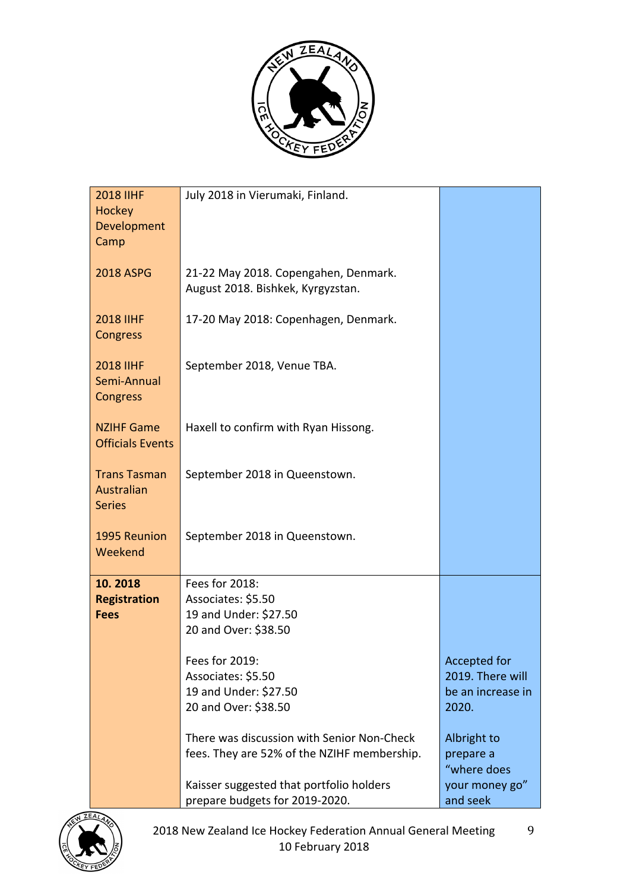| | | |
|---|---|---|
| 2018 IIHF Hockey Development Camp | July 2018 in Vierumaki, Finland. | |
| 2018 ASPG | 21-22 May 2018. Copengahen, Denmark.<br>August 2018. Bishkek, Kyrgyzstan. | |
| 2018 IIHF Congress | 17-20 May 2018: Copenhagen, Denmark. | |
| 2018 IIHF Semi-Annual Congress | September 2018, Venue TBA. | |
| NZIHF Game Officials Events | Haxell to confirm with Ryan Hissong. | |
| Trans Tasman Australian Series | September 2018 in Queenstown. | |
| 1995 Reunion Weekend | September 2018 in Queenstown. | |
| **10. 2018 Registration Fees** | Fees for 2018:<br>Associates: $5.50<br>19 and Under: $27.50<br>20 and Over: $38.50 | |
| | Fees for 2019:<br>Associates: $5.50<br>19 and Under: $27.50<br>20 and Over: $38.50 | Accepted for 2019. There will be an increase in 2020. |
| | There was discussion with Senior Non-Check fees. They are 52% of the NZIHF membership.<br><br>Kaisser suggested that portfolio holders prepare budgets for 2019-2020. | Albright to prepare a "where does your money go" and seek |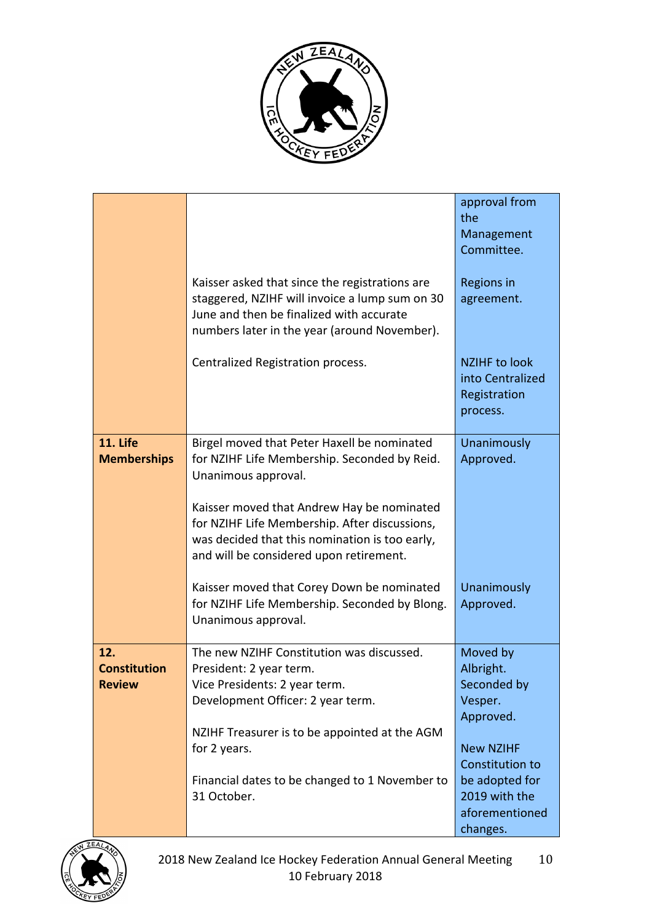| | | |
|---|---|---|
| | | approval from the Management Committee. |
| | Kaisser asked that since the registrations are staggered, NZIHF will invoice a lump sum on 30 June and then be finalized with accurate numbers later in the year (around November). | Regions in agreement. |
| | Centralized Registration process. | NZIHF to look into Centralized Registration process. |
| **11. Life Memberships** | Birgel moved that Peter Haxell be nominated for NZIHF Life Membership. Seconded by Reid. Unanimous approval. | Unanimously Approved. |
| | Kaisser moved that Andrew Hay be nominated for NZIHF Life Membership. After discussions, was decided that this nomination is too early, and will be considered upon retirement. | |
| | Kaisser moved that Corey Down be nominated for NZIHF Life Membership. Seconded by Blong. Unanimous approval. | Unanimously Approved. |
| **12. Constitution Review** | The new NZIHF Constitution was discussed.<br>President: 2 year term.<br>Vice Presidents: 2 year term.<br>Development Officer: 2 year term. | Moved by Albright. Seconded by Vesper. Approved. |
| | NZIHF Treasurer is to be appointed at the AGM for 2 years.<br><br>Financial dates to be changed to 1 November to 31 October. | New NZIHF Constitution to be adopted for 2019 with the aforementioned changes. |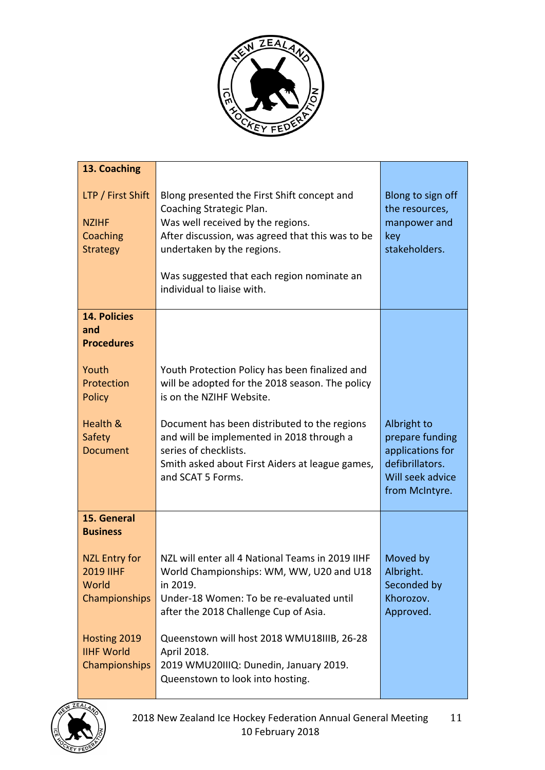| | | |
|---|---|---|
| **13. Coaching** | | |
| LTP / First Shift<br><br>NZIHF Coaching Strategy | Blong presented the First Shift concept and Coaching Strategic Plan.<br>Was well received by the regions.<br>After discussion, was agreed that this was to be undertaken by the regions.<br><br>Was suggested that each region nominate an individual to liaise with. | Blong to sign off the resources, manpower and key stakeholders. |
| **14. Policies and Procedures** | | |
| Youth Protection Policy | Youth Protection Policy has been finalized and will be adopted for the 2018 season. The policy is on the NZIHF Website. | |
| Health & Safety Document | Document has been distributed to the regions and will be implemented in 2018 through a series of checklists.<br>Smith asked about First Aiders at league games, and SCAT 5 Forms. | Albright to prepare funding applications for defibrillators. Will seek advice from McIntyre. |
| **15. General Business** | | |
| NZL Entry for 2019 IIHF World Championships | NZL will enter all 4 National Teams in 2019 IIHF World Championships: WM, WW, U20 and U18 in 2019.<br>Under-18 Women: To be re-evaluated until after the 2018 Challenge Cup of Asia. | Moved by Albright.<br>Seconded by Khorozov.<br>Approved. |
| Hosting 2019 IIHF World Championships | Queenstown will host 2018 WMU18IIIB, 26-28 April 2018.<br>2019 WMU20IIIQ: Dunedin, January 2019.<br>Queenstown to look into hosting. | |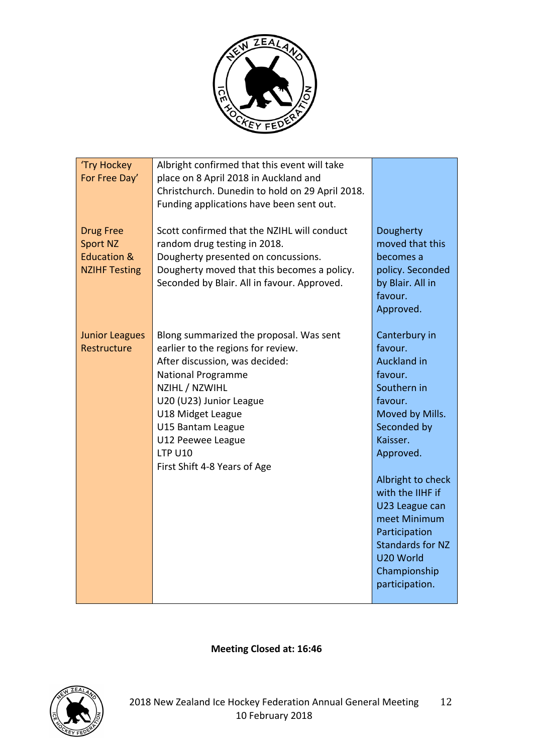| 'Try Hockey For Free Day' | Albright confirmed that this event will take place on 8 April 2018 in Auckland and Christchurch. Dunedin to hold on 29 April 2018. Funding applications have been sent out. | |
|---|---|---|
| Drug Free Sport NZ Education & NZIHF Testing | Scott confirmed that the NZIHL will conduct random drug testing in 2018.<br>Dougherty presented on concussions.<br>Dougherty moved that this becomes a policy. Seconded by Blair. All in favour. Approved. | Dougherty moved that this becomes a policy. Seconded by Blair. All in favour. Approved. |
| Junior Leagues Restructure | Blong summarized the proposal. Was sent earlier to the regions for review.<br>After discussion, was decided:<br>National Programme<br>NZIHL / NZWIHL<br>U20 (U23) Junior League<br>U18 Midget League<br>U15 Bantam League<br>U12 Peewee League<br>LTP U10<br>First Shift 4-8 Years of Age | Canterbury in favour.<br>Auckland in favour.<br>Southern in favour.<br>Moved by Mills. Seconded by Kaisser. Approved.<br><br>Albright to check with the IIHF if U23 League can meet Minimum Participation Standards for NZ U20 World Championship participation. |

**Meeting Closed at: 16:46**